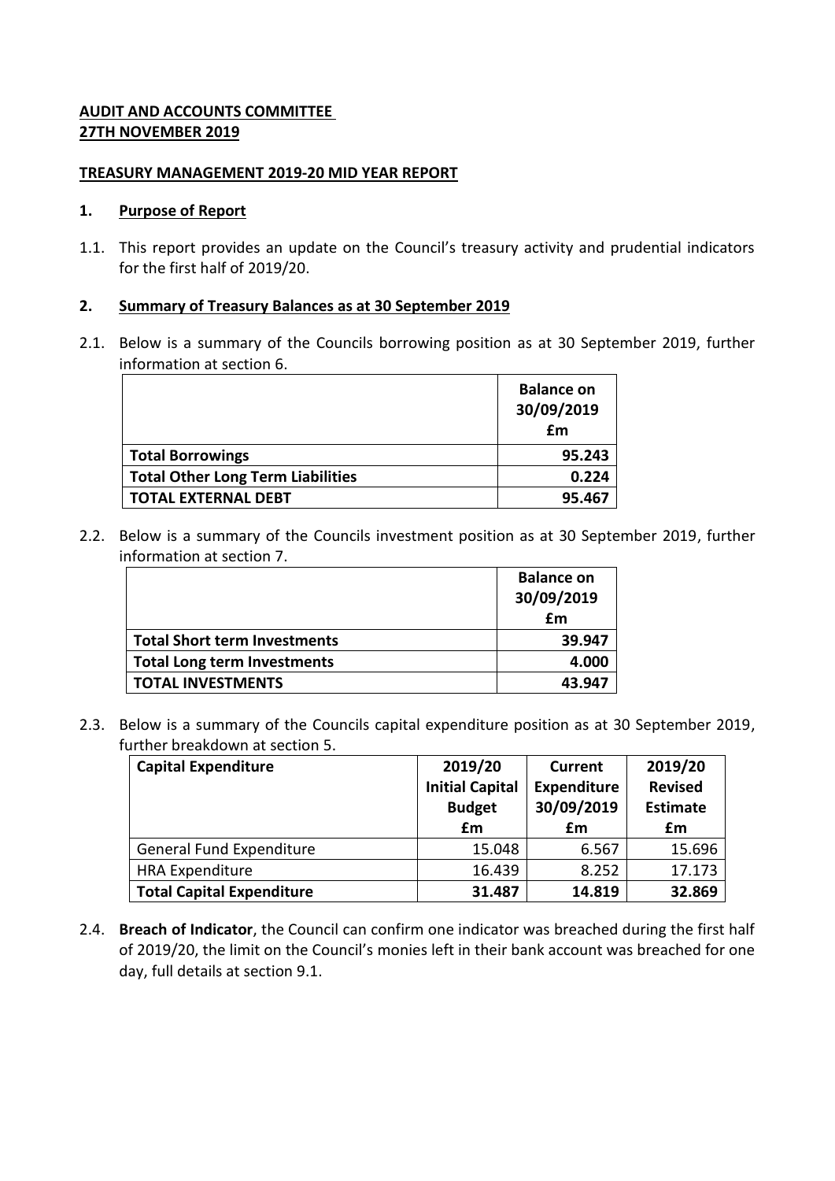**AUDIT AND ACCOUNTS COMMITTEE**
**27TH NOVEMBER 2019**

**TREASURY MANAGEMENT 2019-20 MID YEAR REPORT**

## 1. Purpose of Report

1.1. This report provides an update on the Council's treasury activity and prudential indicators for the first half of 2019/20.

## 2. Summary of Treasury Balances as at 30 September 2019

2.1. Below is a summary of the Councils borrowing position as at 30 September 2019, further information at section 6.

| | **Balance on 30/09/2019 £m** |
|---|---|
| **Total Borrowings** | **95.243** |
| **Total Other Long Term Liabilities** | **0.224** |
| **TOTAL EXTERNAL DEBT** | **95.467** |

2.2. Below is a summary of the Councils investment position as at 30 September 2019, further information at section 7.

| | **Balance on 30/09/2019 £m** |
|---|---|
| **Total Short term Investments** | **39.947** |
| **Total Long term Investments** | **4.000** |
| **TOTAL INVESTMENTS** | **43.947** |

2.3. Below is a summary of the Councils capital expenditure position as at 30 September 2019, further breakdown at section 5.

| **Capital Expenditure** | **2019/20 Initial Capital Budget £m** | **Current Expenditure 30/09/2019 £m** | **2019/20 Revised Estimate £m** |
|---|---|---|---|
| General Fund Expenditure | 15.048 | 6.567 | 15.696 |
| HRA Expenditure | 16.439 | 8.252 | 17.173 |
| **Total Capital Expenditure** | **31.487** | **14.819** | **32.869** |

2.4. **Breach of Indicator**, the Council can confirm one indicator was breached during the first half of 2019/20, the limit on the Council's monies left in their bank account was breached for one day, full details at section 9.1.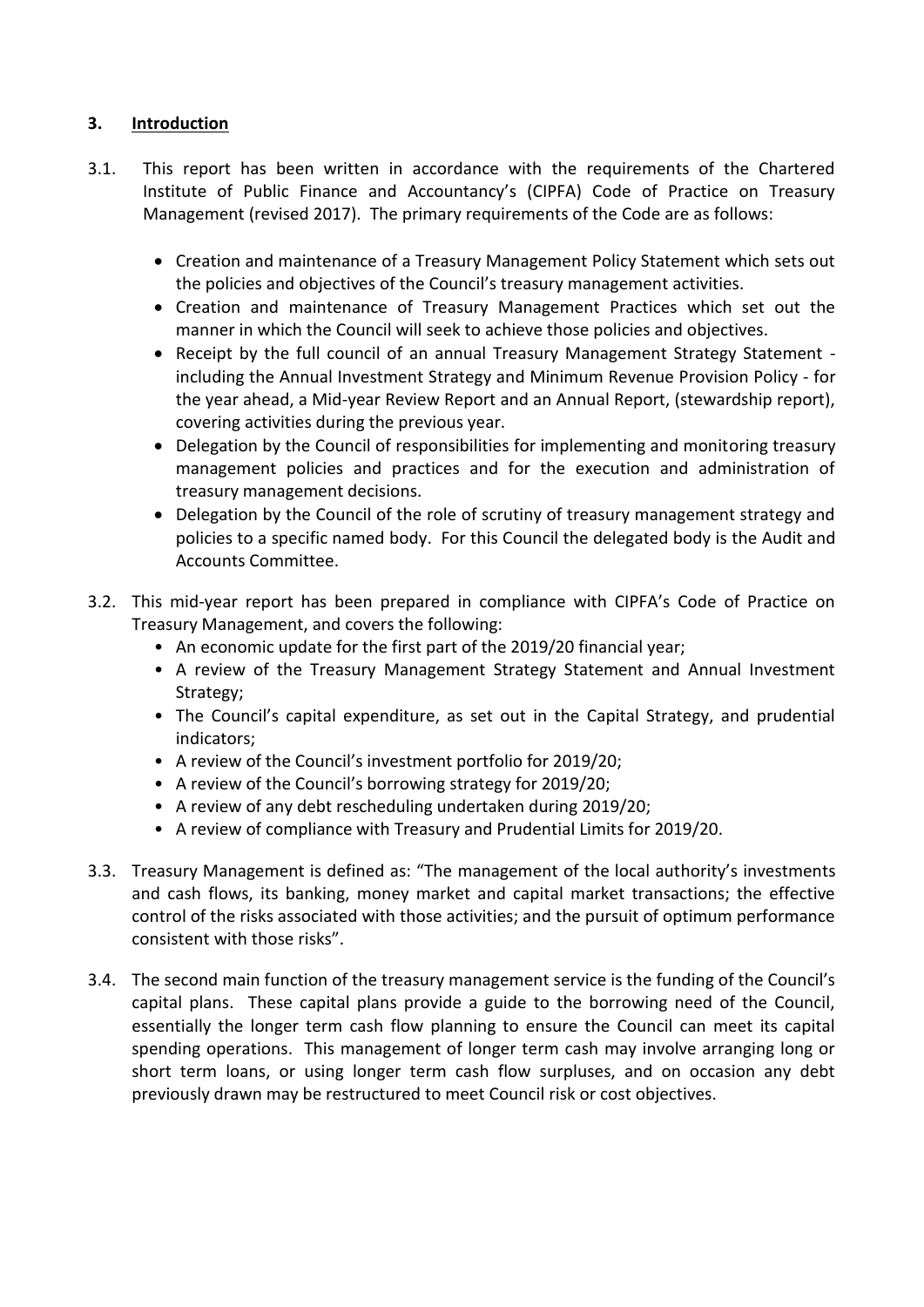## 3. Introduction

3.1. This report has been written in accordance with the requirements of the Chartered Institute of Public Finance and Accountancy's (CIPFA) Code of Practice on Treasury Management (revised 2017). The primary requirements of the Code are as follows:

- Creation and maintenance of a Treasury Management Policy Statement which sets out the policies and objectives of the Council's treasury management activities.
- Creation and maintenance of Treasury Management Practices which set out the manner in which the Council will seek to achieve those policies and objectives.
- Receipt by the full council of an annual Treasury Management Strategy Statement - including the Annual Investment Strategy and Minimum Revenue Provision Policy - for the year ahead, a Mid-year Review Report and an Annual Report, (stewardship report), covering activities during the previous year.
- Delegation by the Council of responsibilities for implementing and monitoring treasury management policies and practices and for the execution and administration of treasury management decisions.
- Delegation by the Council of the role of scrutiny of treasury management strategy and policies to a specific named body. For this Council the delegated body is the Audit and Accounts Committee.

3.2. This mid-year report has been prepared in compliance with CIPFA's Code of Practice on Treasury Management, and covers the following:

- An economic update for the first part of the 2019/20 financial year;
- A review of the Treasury Management Strategy Statement and Annual Investment Strategy;
- The Council's capital expenditure, as set out in the Capital Strategy, and prudential indicators;
- A review of the Council's investment portfolio for 2019/20;
- A review of the Council's borrowing strategy for 2019/20;
- A review of any debt rescheduling undertaken during 2019/20;
- A review of compliance with Treasury and Prudential Limits for 2019/20.

3.3. Treasury Management is defined as: "The management of the local authority's investments and cash flows, its banking, money market and capital market transactions; the effective control of the risks associated with those activities; and the pursuit of optimum performance consistent with those risks".

3.4. The second main function of the treasury management service is the funding of the Council's capital plans. These capital plans provide a guide to the borrowing need of the Council, essentially the longer term cash flow planning to ensure the Council can meet its capital spending operations. This management of longer term cash may involve arranging long or short term loans, or using longer term cash flow surpluses, and on occasion any debt previously drawn may be restructured to meet Council risk or cost objectives.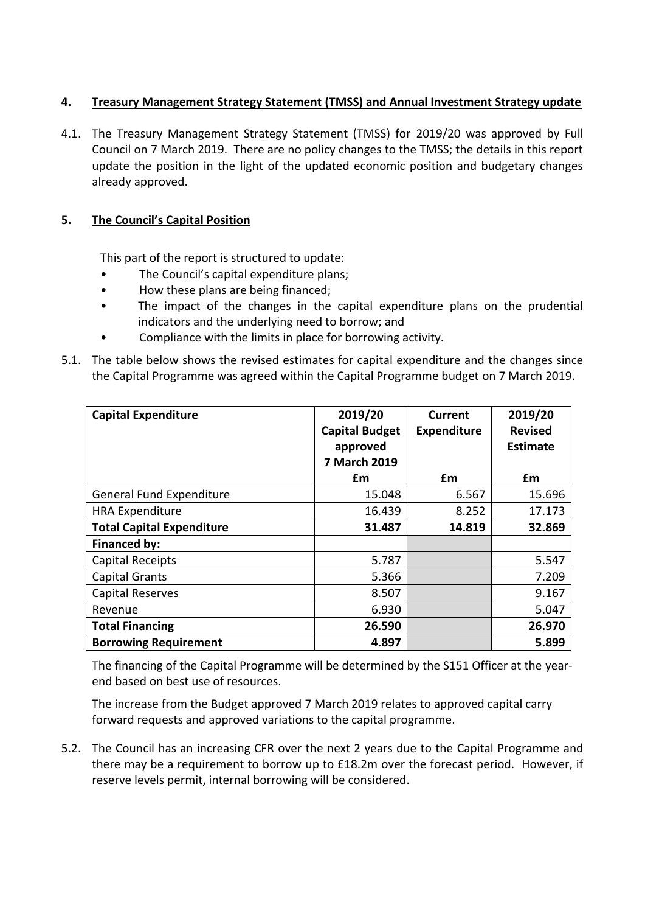## 4. Treasury Management Strategy Statement (TMSS) and Annual Investment Strategy update

4.1. The Treasury Management Strategy Statement (TMSS) for 2019/20 was approved by Full Council on 7 March 2019. There are no policy changes to the TMSS; the details in this report update the position in the light of the updated economic position and budgetary changes already approved.

## 5. The Council's Capital Position

This part of the report is structured to update:

- The Council's capital expenditure plans;
- How these plans are being financed;
- The impact of the changes in the capital expenditure plans on the prudential indicators and the underlying need to borrow; and
- Compliance with the limits in place for borrowing activity.

5.1. The table below shows the revised estimates for capital expenditure and the changes since the Capital Programme was agreed within the Capital Programme budget on 7 March 2019.

| Capital Expenditure | 2019/20 Capital Budget approved 7 March 2019 | Current Expenditure | 2019/20 Revised Estimate |
|---|---|---|---|
| | £m | £m | £m |
| General Fund Expenditure | 15.048 | 6.567 | 15.696 |
| HRA Expenditure | 16.439 | 8.252 | 17.173 |
| **Total Capital Expenditure** | **31.487** | **14.819** | **32.869** |
| **Financed by:** | | | |
| Capital Receipts | 5.787 | | 5.547 |
| Capital Grants | 5.366 | | 7.209 |
| Capital Reserves | 8.507 | | 9.167 |
| Revenue | 6.930 | | 5.047 |
| **Total Financing** | **26.590** | | **26.970** |
| **Borrowing Requirement** | **4.897** | | **5.899** |

The financing of the Capital Programme will be determined by the S151 Officer at the year-end based on best use of resources.

The increase from the Budget approved 7 March 2019 relates to approved capital carry forward requests and approved variations to the capital programme.

5.2. The Council has an increasing CFR over the next 2 years due to the Capital Programme and there may be a requirement to borrow up to £18.2m over the forecast period. However, if reserve levels permit, internal borrowing will be considered.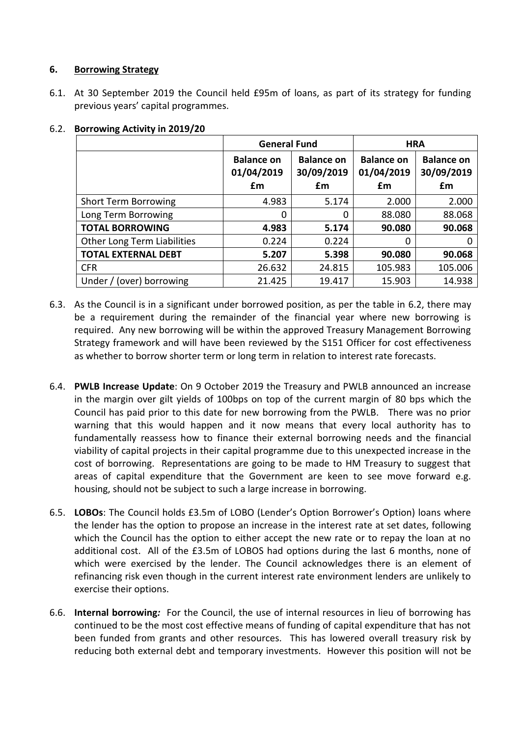## 6. **Borrowing Strategy**

6.1. At 30 September 2019 the Council held £95m of loans, as part of its strategy for funding previous years' capital programmes.

6.2. **Borrowing Activity in 2019/20**

| | General Fund | | HRA | |
|---|---|---|---|---|
| | **Balance on 01/04/2019 £m** | **Balance on 30/09/2019 £m** | **Balance on 01/04/2019 £m** | **Balance on 30/09/2019 £m** |
| Short Term Borrowing | 4.983 | 5.174 | 2.000 | 2.000 |
| Long Term Borrowing | 0 | 0 | 88.080 | 88.068 |
| **TOTAL BORROWING** | **4.983** | **5.174** | **90.080** | **90.068** |
| Other Long Term Liabilities | 0.224 | 0.224 | 0 | 0 |
| **TOTAL EXTERNAL DEBT** | **5.207** | **5.398** | **90.080** | **90.068** |
| CFR | 26.632 | 24.815 | 105.983 | 105.006 |
| Under / (over) borrowing | 21.425 | 19.417 | 15.903 | 14.938 |

6.3. As the Council is in a significant under borrowed position, as per the table in 6.2, there may be a requirement during the remainder of the financial year where new borrowing is required. Any new borrowing will be within the approved Treasury Management Borrowing Strategy framework and will have been reviewed by the S151 Officer for cost effectiveness as whether to borrow shorter term or long term in relation to interest rate forecasts.

6.4. **PWLB Increase Update**: On 9 October 2019 the Treasury and PWLB announced an increase in the margin over gilt yields of 100bps on top of the current margin of 80 bps which the Council has paid prior to this date for new borrowing from the PWLB. There was no prior warning that this would happen and it now means that every local authority has to fundamentally reassess how to finance their external borrowing needs and the financial viability of capital projects in their capital programme due to this unexpected increase in the cost of borrowing. Representations are going to be made to HM Treasury to suggest that areas of capital expenditure that the Government are keen to see move forward e.g. housing, should not be subject to such a large increase in borrowing.

6.5. **LOBOs**: The Council holds £3.5m of LOBO (Lender's Option Borrower's Option) loans where the lender has the option to propose an increase in the interest rate at set dates, following which the Council has the option to either accept the new rate or to repay the loan at no additional cost. All of the £3.5m of LOBOS had options during the last 6 months, none of which were exercised by the lender. The Council acknowledges there is an element of refinancing risk even though in the current interest rate environment lenders are unlikely to exercise their options.

6.6. ***Internal borrowing:*** For the Council, the use of internal resources in lieu of borrowing has continued to be the most cost effective means of funding of capital expenditure that has not been funded from grants and other resources. This has lowered overall treasury risk by reducing both external debt and temporary investments. However this position will not be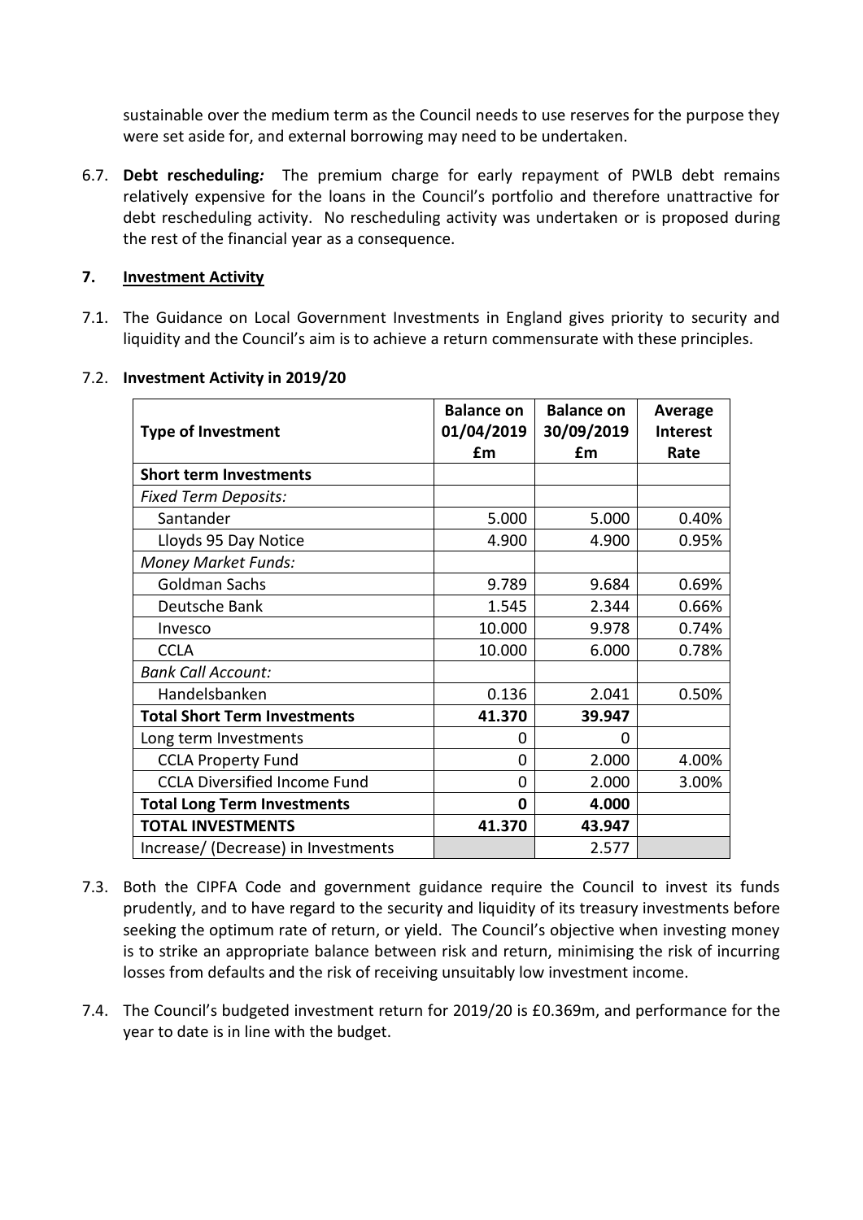sustainable over the medium term as the Council needs to use reserves for the purpose they were set aside for, and external borrowing may need to be undertaken.

6.7. **Debt rescheduling*:*** The premium charge for early repayment of PWLB debt remains relatively expensive for the loans in the Council's portfolio and therefore unattractive for debt rescheduling activity. No rescheduling activity was undertaken or is proposed during the rest of the financial year as a consequence.

## 7. Investment Activity

7.1. The Guidance on Local Government Investments in England gives priority to security and liquidity and the Council's aim is to achieve a return commensurate with these principles.

7.2. **Investment Activity in 2019/20**

| Type of Investment | Balance on 01/04/2019 £m | Balance on 30/09/2019 £m | Average Interest Rate |
|---|---|---|---|
| **Short term Investments** | | | |
| *Fixed Term Deposits:* | | | |
| Santander | 5.000 | 5.000 | 0.40% |
| Lloyds 95 Day Notice | 4.900 | 4.900 | 0.95% |
| *Money Market Funds:* | | | |
| Goldman Sachs | 9.789 | 9.684 | 0.69% |
| Deutsche Bank | 1.545 | 2.344 | 0.66% |
| Invesco | 10.000 | 9.978 | 0.74% |
| CCLA | 10.000 | 6.000 | 0.78% |
| *Bank Call Account:* | | | |
| Handelsbanken | 0.136 | 2.041 | 0.50% |
| **Total Short Term Investments** | **41.370** | **39.947** | |
| Long term Investments | 0 | 0 | |
| CCLA Property Fund | 0 | 2.000 | 4.00% |
| CCLA Diversified Income Fund | 0 | 2.000 | 3.00% |
| **Total Long Term Investments** | **0** | **4.000** | |
| **TOTAL INVESTMENTS** | **41.370** | **43.947** | |
| Increase/ (Decrease) in Investments | | 2.577 | |

7.3. Both the CIPFA Code and government guidance require the Council to invest its funds prudently, and to have regard to the security and liquidity of its treasury investments before seeking the optimum rate of return, or yield. The Council's objective when investing money is to strike an appropriate balance between risk and return, minimising the risk of incurring losses from defaults and the risk of receiving unsuitably low investment income.

7.4. The Council's budgeted investment return for 2019/20 is £0.369m, and performance for the year to date is in line with the budget.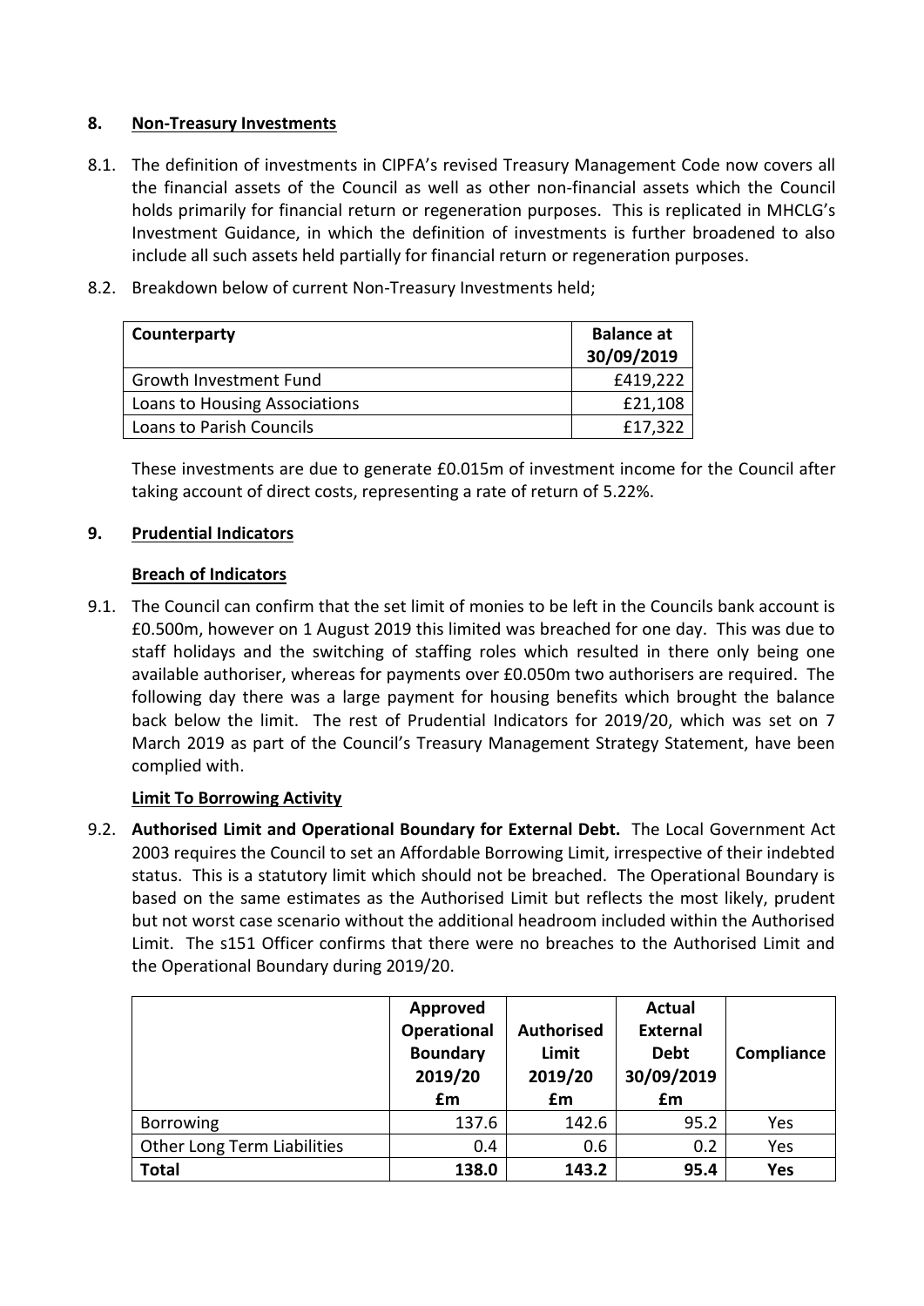## 8. Non-Treasury Investments

8.1. The definition of investments in CIPFA's revised Treasury Management Code now covers all the financial assets of the Council as well as other non-financial assets which the Council holds primarily for financial return or regeneration purposes. This is replicated in MHCLG's Investment Guidance, in which the definition of investments is further broadened to also include all such assets held partially for financial return or regeneration purposes.

8.2. Breakdown below of current Non-Treasury Investments held;

| Counterparty | Balance at 30/09/2019 |
|---|---|
| Growth Investment Fund | £419,222 |
| Loans to Housing Associations | £21,108 |
| Loans to Parish Councils | £17,322 |

These investments are due to generate £0.015m of investment income for the Council after taking account of direct costs, representing a rate of return of 5.22%.

## 9. Prudential Indicators

### Breach of Indicators

9.1. The Council can confirm that the set limit of monies to be left in the Councils bank account is £0.500m, however on 1 August 2019 this limited was breached for one day. This was due to staff holidays and the switching of staffing roles which resulted in there only being one available authoriser, whereas for payments over £0.050m two authorisers are required. The following day there was a large payment for housing benefits which brought the balance back below the limit. The rest of Prudential Indicators for 2019/20, which was set on 7 March 2019 as part of the Council's Treasury Management Strategy Statement, have been complied with.

### Limit To Borrowing Activity

9.2. **Authorised Limit and Operational Boundary for External Debt.** The Local Government Act 2003 requires the Council to set an Affordable Borrowing Limit, irrespective of their indebted status. This is a statutory limit which should not be breached. The Operational Boundary is based on the same estimates as the Authorised Limit but reflects the most likely, prudent but not worst case scenario without the additional headroom included within the Authorised Limit. The s151 Officer confirms that there were no breaches to the Authorised Limit and the Operational Boundary during 2019/20.

| | Approved Operational Boundary 2019/20 £m | Authorised Limit 2019/20 £m | Actual External Debt 30/09/2019 £m | Compliance |
|---|---|---|---|---|
| Borrowing | 137.6 | 142.6 | 95.2 | Yes |
| Other Long Term Liabilities | 0.4 | 0.6 | 0.2 | Yes |
| **Total** | **138.0** | **143.2** | **95.4** | **Yes** |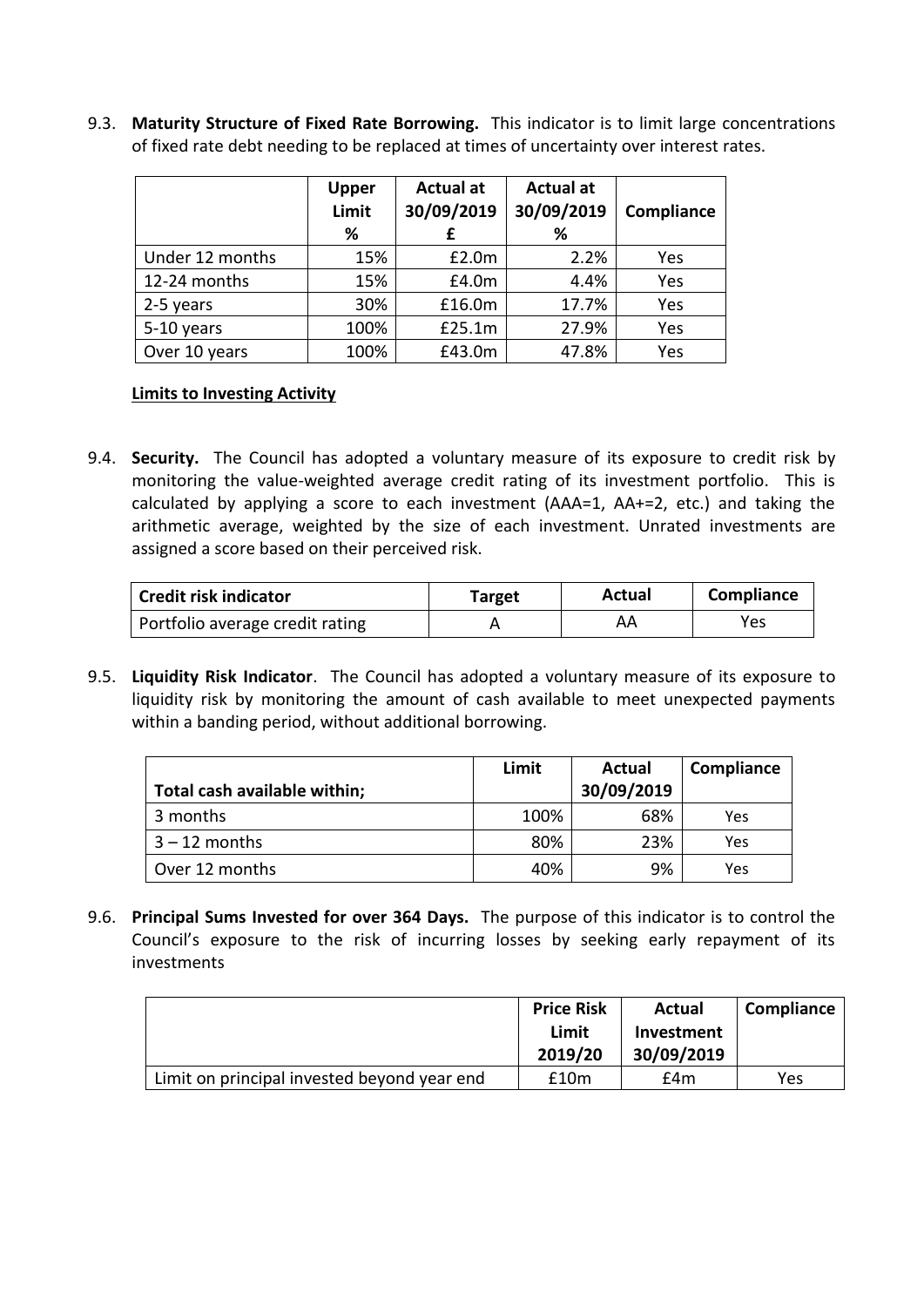9.3. **Maturity Structure of Fixed Rate Borrowing.** This indicator is to limit large concentrations of fixed rate debt needing to be replaced at times of uncertainty over interest rates.

| | Upper Limit % | Actual at 30/09/2019 £ | Actual at 30/09/2019 % | Compliance |
|---|---|---|---|---|
| Under 12 months | 15% | £2.0m | 2.2% | Yes |
| 12-24 months | 15% | £4.0m | 4.4% | Yes |
| 2-5 years | 30% | £16.0m | 17.7% | Yes |
| 5-10 years | 100% | £25.1m | 27.9% | Yes |
| Over 10 years | 100% | £43.0m | 47.8% | Yes |

**Limits to Investing Activity**

9.4. **Security.** The Council has adopted a voluntary measure of its exposure to credit risk by monitoring the value-weighted average credit rating of its investment portfolio. This is calculated by applying a score to each investment (AAA=1, AA+=2, etc.) and taking the arithmetic average, weighted by the size of each investment. Unrated investments are assigned a score based on their perceived risk.

| Credit risk indicator | Target | Actual | Compliance |
|---|---|---|---|
| Portfolio average credit rating | A | AA | Yes |

9.5. **Liquidity Risk Indicator**. The Council has adopted a voluntary measure of its exposure to liquidity risk by monitoring the amount of cash available to meet unexpected payments within a banding period, without additional borrowing.

| Total cash available within; | Limit | Actual 30/09/2019 | Compliance |
|---|---|---|---|
| 3 months | 100% | 68% | Yes |
| 3 – 12 months | 80% | 23% | Yes |
| Over 12 months | 40% | 9% | Yes |

9.6. **Principal Sums Invested for over 364 Days.** The purpose of this indicator is to control the Council's exposure to the risk of incurring losses by seeking early repayment of its investments

| | Price Risk Limit 2019/20 | Actual Investment 30/09/2019 | Compliance |
|---|---|---|---|
| Limit on principal invested beyond year end | £10m | £4m | Yes |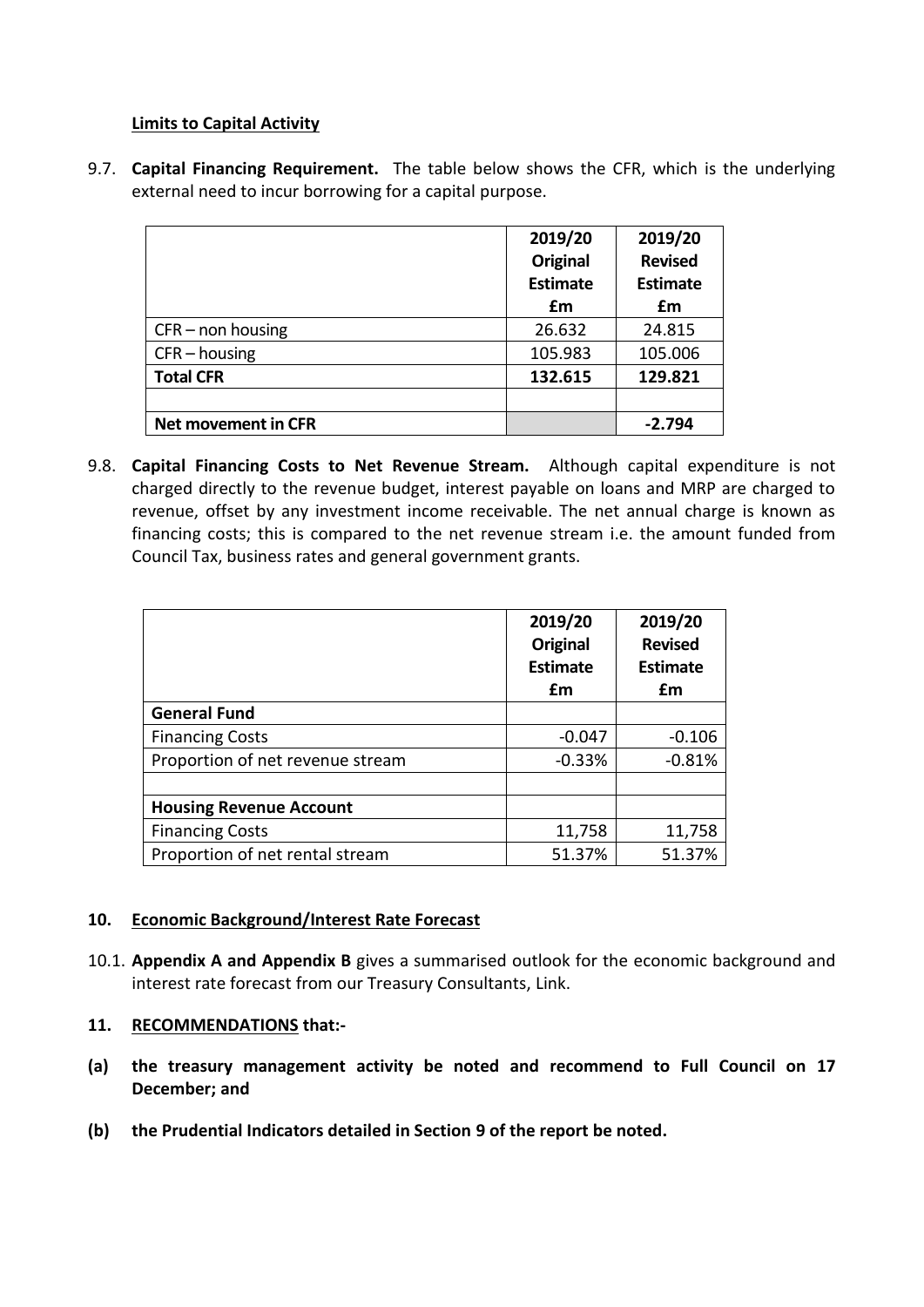**Limits to Capital Activity**

9.7. **Capital Financing Requirement.** The table below shows the CFR, which is the underlying external need to incur borrowing for a capital purpose.

| | 2019/20 Original Estimate £m | 2019/20 Revised Estimate £m |
|---|---|---|
| CFR – non housing | 26.632 | 24.815 |
| CFR – housing | 105.983 | 105.006 |
| **Total CFR** | **132.615** | **129.821** |
| | | |
| **Net movement in CFR** | | **-2.794** |

9.8. **Capital Financing Costs to Net Revenue Stream.** Although capital expenditure is not charged directly to the revenue budget, interest payable on loans and MRP are charged to revenue, offset by any investment income receivable. The net annual charge is known as financing costs; this is compared to the net revenue stream i.e. the amount funded from Council Tax, business rates and general government grants.

| | 2019/20 Original Estimate £m | 2019/20 Revised Estimate £m |
|---|---|---|
| **General Fund** | | |
| Financing Costs | -0.047 | -0.106 |
| Proportion of net revenue stream | -0.33% | -0.81% |
| | | |
| **Housing Revenue Account** | | |
| Financing Costs | 11,758 | 11,758 |
| Proportion of net rental stream | 51.37% | 51.37% |

## 10. Economic Background/Interest Rate Forecast

10.1. **Appendix A and Appendix B** gives a summarised outlook for the economic background and interest rate forecast from our Treasury Consultants, Link.

## 11. RECOMMENDATIONS that:-

**(a) the treasury management activity be noted and recommend to Full Council on 17 December; and**

**(b) the Prudential Indicators detailed in Section 9 of the report be noted.**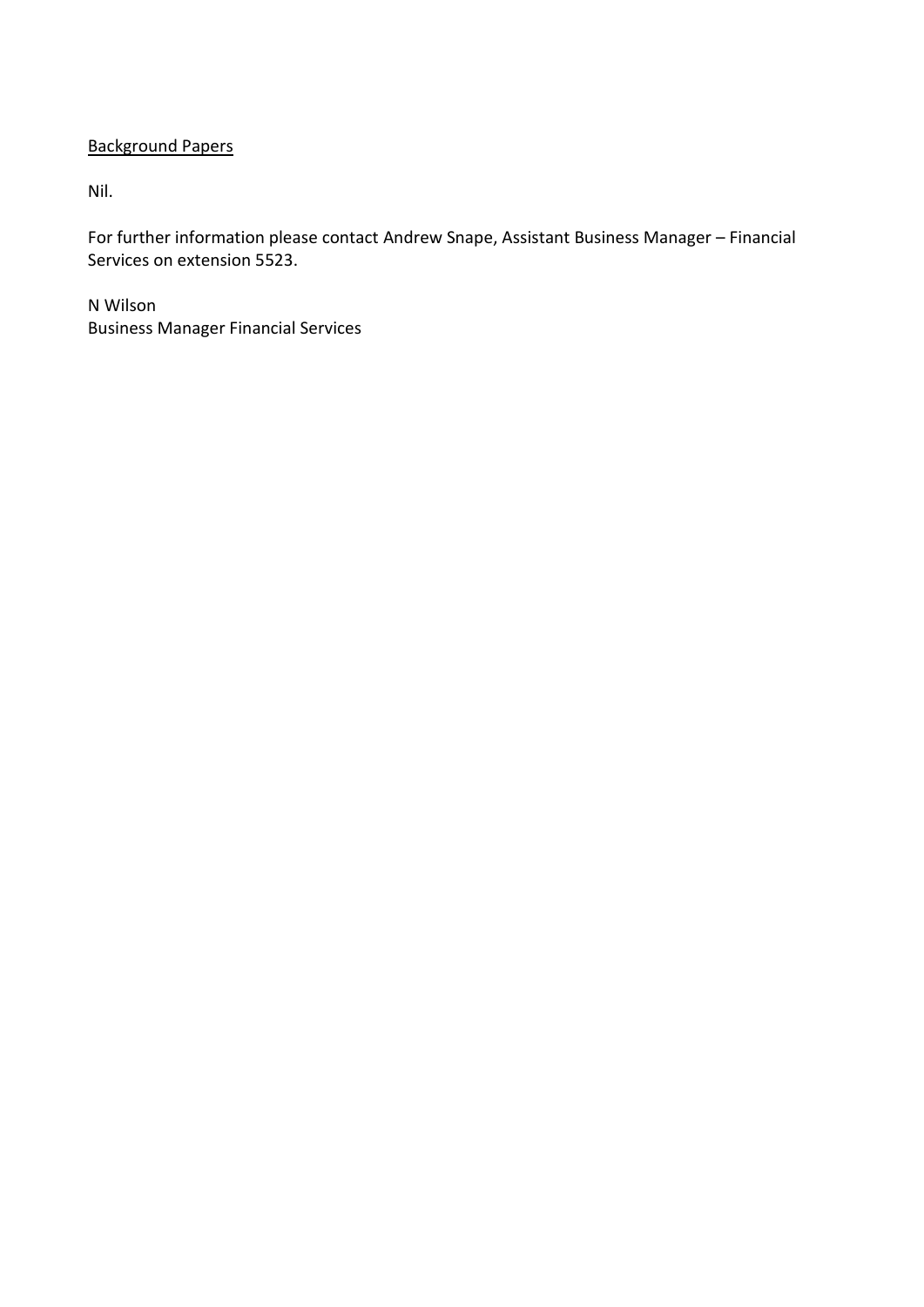<u>Background Papers</u>

Nil.

For further information please contact Andrew Snape, Assistant Business Manager – Financial Services on extension 5523.

N Wilson
Business Manager Financial Services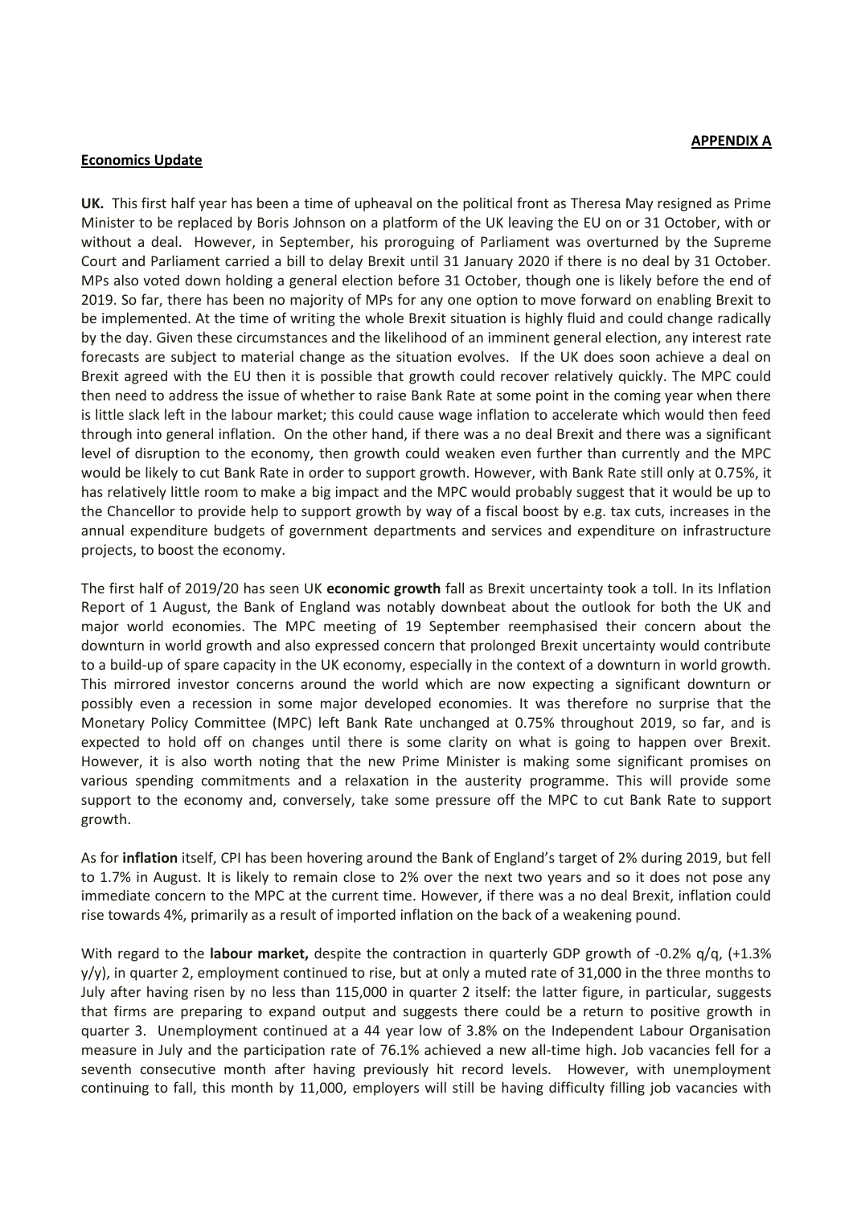**APPENDIX A**

**Economics Update**

**UK.** This first half year has been a time of upheaval on the political front as Theresa May resigned as Prime Minister to be replaced by Boris Johnson on a platform of the UK leaving the EU on or 31 October, with or without a deal. However, in September, his proroguing of Parliament was overturned by the Supreme Court and Parliament carried a bill to delay Brexit until 31 January 2020 if there is no deal by 31 October. MPs also voted down holding a general election before 31 October, though one is likely before the end of 2019. So far, there has been no majority of MPs for any one option to move forward on enabling Brexit to be implemented. At the time of writing the whole Brexit situation is highly fluid and could change radically by the day. Given these circumstances and the likelihood of an imminent general election, any interest rate forecasts are subject to material change as the situation evolves. If the UK does soon achieve a deal on Brexit agreed with the EU then it is possible that growth could recover relatively quickly. The MPC could then need to address the issue of whether to raise Bank Rate at some point in the coming year when there is little slack left in the labour market; this could cause wage inflation to accelerate which would then feed through into general inflation. On the other hand, if there was a no deal Brexit and there was a significant level of disruption to the economy, then growth could weaken even further than currently and the MPC would be likely to cut Bank Rate in order to support growth. However, with Bank Rate still only at 0.75%, it has relatively little room to make a big impact and the MPC would probably suggest that it would be up to the Chancellor to provide help to support growth by way of a fiscal boost by e.g. tax cuts, increases in the annual expenditure budgets of government departments and services and expenditure on infrastructure projects, to boost the economy.

The first half of 2019/20 has seen UK **economic growth** fall as Brexit uncertainty took a toll. In its Inflation Report of 1 August, the Bank of England was notably downbeat about the outlook for both the UK and major world economies. The MPC meeting of 19 September reemphasised their concern about the downturn in world growth and also expressed concern that prolonged Brexit uncertainty would contribute to a build-up of spare capacity in the UK economy, especially in the context of a downturn in world growth. This mirrored investor concerns around the world which are now expecting a significant downturn or possibly even a recession in some major developed economies. It was therefore no surprise that the Monetary Policy Committee (MPC) left Bank Rate unchanged at 0.75% throughout 2019, so far, and is expected to hold off on changes until there is some clarity on what is going to happen over Brexit. However, it is also worth noting that the new Prime Minister is making some significant promises on various spending commitments and a relaxation in the austerity programme. This will provide some support to the economy and, conversely, take some pressure off the MPC to cut Bank Rate to support growth.

As for **inflation** itself, CPI has been hovering around the Bank of England's target of 2% during 2019, but fell to 1.7% in August. It is likely to remain close to 2% over the next two years and so it does not pose any immediate concern to the MPC at the current time. However, if there was a no deal Brexit, inflation could rise towards 4%, primarily as a result of imported inflation on the back of a weakening pound.

With regard to the **labour market,** despite the contraction in quarterly GDP growth of -0.2% q/q, (+1.3% y/y), in quarter 2, employment continued to rise, but at only a muted rate of 31,000 in the three months to July after having risen by no less than 115,000 in quarter 2 itself: the latter figure, in particular, suggests that firms are preparing to expand output and suggests there could be a return to positive growth in quarter 3. Unemployment continued at a 44 year low of 3.8% on the Independent Labour Organisation measure in July and the participation rate of 76.1% achieved a new all-time high. Job vacancies fell for a seventh consecutive month after having previously hit record levels. However, with unemployment continuing to fall, this month by 11,000, employers will still be having difficulty filling job vacancies with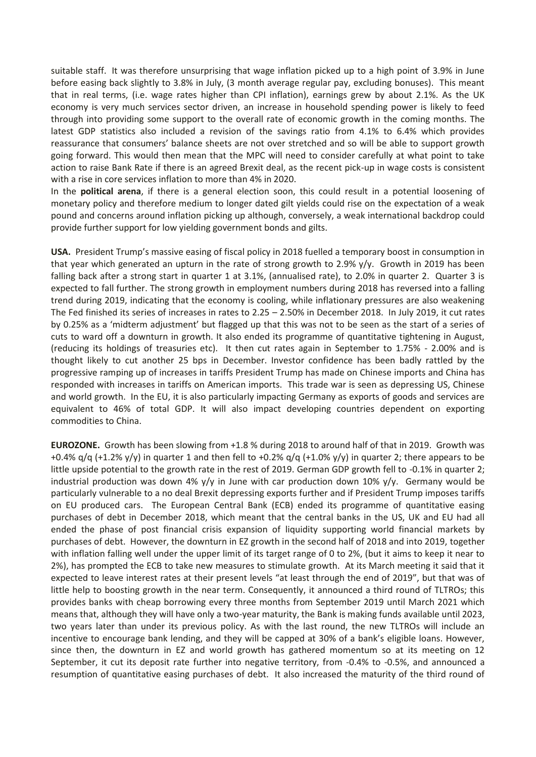suitable staff. It was therefore unsurprising that wage inflation picked up to a high point of 3.9% in June before easing back slightly to 3.8% in July, (3 month average regular pay, excluding bonuses). This meant that in real terms, (i.e. wage rates higher than CPI inflation), earnings grew by about 2.1%. As the UK economy is very much services sector driven, an increase in household spending power is likely to feed through into providing some support to the overall rate of economic growth in the coming months. The latest GDP statistics also included a revision of the savings ratio from 4.1% to 6.4% which provides reassurance that consumers' balance sheets are not over stretched and so will be able to support growth going forward. This would then mean that the MPC will need to consider carefully at what point to take action to raise Bank Rate if there is an agreed Brexit deal, as the recent pick-up in wage costs is consistent with a rise in core services inflation to more than 4% in 2020.

In the **political arena**, if there is a general election soon, this could result in a potential loosening of monetary policy and therefore medium to longer dated gilt yields could rise on the expectation of a weak pound and concerns around inflation picking up although, conversely, a weak international backdrop could provide further support for low yielding government bonds and gilts.

**USA.** President Trump's massive easing of fiscal policy in 2018 fuelled a temporary boost in consumption in that year which generated an upturn in the rate of strong growth to 2.9% y/y. Growth in 2019 has been falling back after a strong start in quarter 1 at 3.1%, (annualised rate), to 2.0% in quarter 2. Quarter 3 is expected to fall further. The strong growth in employment numbers during 2018 has reversed into a falling trend during 2019, indicating that the economy is cooling, while inflationary pressures are also weakening The Fed finished its series of increases in rates to 2.25 – 2.50% in December 2018. In July 2019, it cut rates by 0.25% as a 'midterm adjustment' but flagged up that this was not to be seen as the start of a series of cuts to ward off a downturn in growth. It also ended its programme of quantitative tightening in August, (reducing its holdings of treasuries etc). It then cut rates again in September to 1.75% - 2.00% and is thought likely to cut another 25 bps in December. Investor confidence has been badly rattled by the progressive ramping up of increases in tariffs President Trump has made on Chinese imports and China has responded with increases in tariffs on American imports. This trade war is seen as depressing US, Chinese and world growth. In the EU, it is also particularly impacting Germany as exports of goods and services are equivalent to 46% of total GDP. It will also impact developing countries dependent on exporting commodities to China.

**EUROZONE.** Growth has been slowing from +1.8 % during 2018 to around half of that in 2019. Growth was +0.4% q/q (+1.2% y/y) in quarter 1 and then fell to +0.2% q/q (+1.0% y/y) in quarter 2; there appears to be little upside potential to the growth rate in the rest of 2019. German GDP growth fell to -0.1% in quarter 2; industrial production was down 4% y/y in June with car production down 10% y/y. Germany would be particularly vulnerable to a no deal Brexit depressing exports further and if President Trump imposes tariffs on EU produced cars. The European Central Bank (ECB) ended its programme of quantitative easing purchases of debt in December 2018, which meant that the central banks in the US, UK and EU had all ended the phase of post financial crisis expansion of liquidity supporting world financial markets by purchases of debt. However, the downturn in EZ growth in the second half of 2018 and into 2019, together with inflation falling well under the upper limit of its target range of 0 to 2%, (but it aims to keep it near to 2%), has prompted the ECB to take new measures to stimulate growth. At its March meeting it said that it expected to leave interest rates at their present levels "at least through the end of 2019", but that was of little help to boosting growth in the near term. Consequently, it announced a third round of TLTROs; this provides banks with cheap borrowing every three months from September 2019 until March 2021 which means that, although they will have only a two-year maturity, the Bank is making funds available until 2023, two years later than under its previous policy. As with the last round, the new TLTROs will include an incentive to encourage bank lending, and they will be capped at 30% of a bank's eligible loans. However, since then, the downturn in EZ and world growth has gathered momentum so at its meeting on 12 September, it cut its deposit rate further into negative territory, from -0.4% to -0.5%, and announced a resumption of quantitative easing purchases of debt. It also increased the maturity of the third round of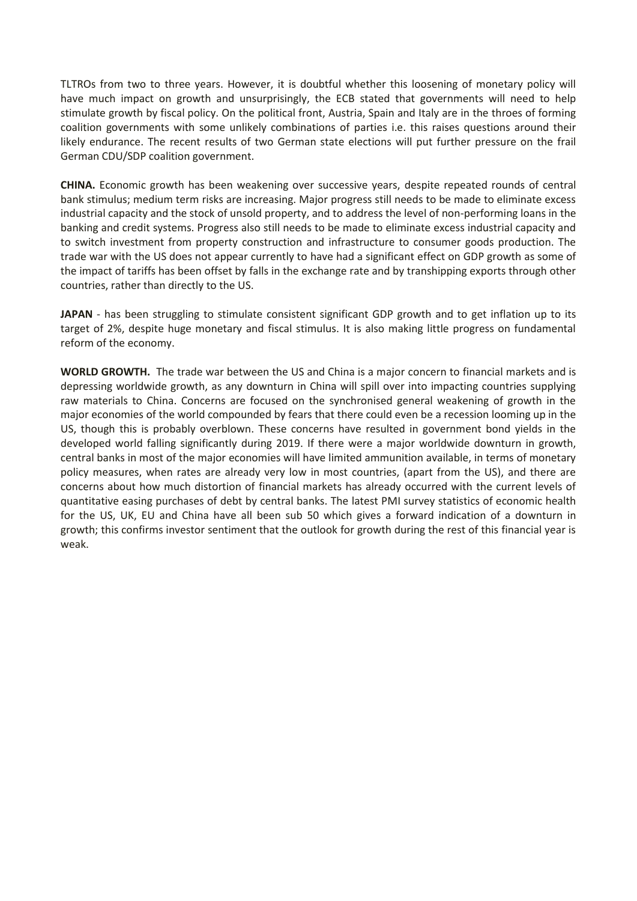TLTROs from two to three years. However, it is doubtful whether this loosening of monetary policy will have much impact on growth and unsurprisingly, the ECB stated that governments will need to help stimulate growth by fiscal policy. On the political front, Austria, Spain and Italy are in the throes of forming coalition governments with some unlikely combinations of parties i.e. this raises questions around their likely endurance. The recent results of two German state elections will put further pressure on the frail German CDU/SDP coalition government.

**CHINA.** Economic growth has been weakening over successive years, despite repeated rounds of central bank stimulus; medium term risks are increasing. Major progress still needs to be made to eliminate excess industrial capacity and the stock of unsold property, and to address the level of non-performing loans in the banking and credit systems. Progress also still needs to be made to eliminate excess industrial capacity and to switch investment from property construction and infrastructure to consumer goods production. The trade war with the US does not appear currently to have had a significant effect on GDP growth as some of the impact of tariffs has been offset by falls in the exchange rate and by transhipping exports through other countries, rather than directly to the US.

**JAPAN** - has been struggling to stimulate consistent significant GDP growth and to get inflation up to its target of 2%, despite huge monetary and fiscal stimulus. It is also making little progress on fundamental reform of the economy.

**WORLD GROWTH.** The trade war between the US and China is a major concern to financial markets and is depressing worldwide growth, as any downturn in China will spill over into impacting countries supplying raw materials to China. Concerns are focused on the synchronised general weakening of growth in the major economies of the world compounded by fears that there could even be a recession looming up in the US, though this is probably overblown. These concerns have resulted in government bond yields in the developed world falling significantly during 2019. If there were a major worldwide downturn in growth, central banks in most of the major economies will have limited ammunition available, in terms of monetary policy measures, when rates are already very low in most countries, (apart from the US), and there are concerns about how much distortion of financial markets has already occurred with the current levels of quantitative easing purchases of debt by central banks. The latest PMI survey statistics of economic health for the US, UK, EU and China have all been sub 50 which gives a forward indication of a downturn in growth; this confirms investor sentiment that the outlook for growth during the rest of this financial year is weak.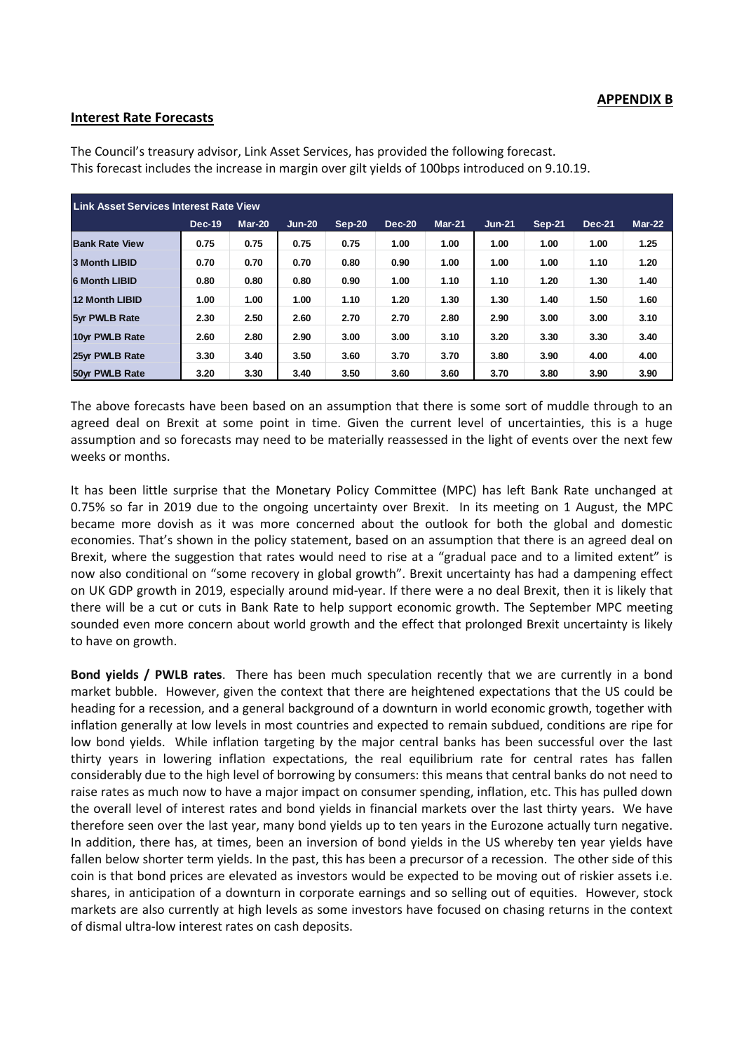**APPENDIX B**

## Interest Rate Forecasts

The Council's treasury advisor, Link Asset Services, has provided the following forecast. This forecast includes the increase in margin over gilt yields of 100bps introduced on 9.10.19.

| Link Asset Services Interest Rate View | | | | | | | | | | |
|---|---|---|---|---|---|---|---|---|---|---|
| | Dec-19 | Mar-20 | Jun-20 | Sep-20 | Dec-20 | Mar-21 | Jun-21 | Sep-21 | Dec-21 | Mar-22 |
| Bank Rate View | 0.75 | 0.75 | 0.75 | 0.75 | 1.00 | 1.00 | 1.00 | 1.00 | 1.00 | 1.25 |
| 3 Month LIBID | 0.70 | 0.70 | 0.70 | 0.80 | 0.90 | 1.00 | 1.00 | 1.00 | 1.10 | 1.20 |
| 6 Month LIBID | 0.80 | 0.80 | 0.80 | 0.90 | 1.00 | 1.10 | 1.10 | 1.20 | 1.30 | 1.40 |
| 12 Month LIBID | 1.00 | 1.00 | 1.00 | 1.10 | 1.20 | 1.30 | 1.30 | 1.40 | 1.50 | 1.60 |
| 5yr PWLB Rate | 2.30 | 2.50 | 2.60 | 2.70 | 2.70 | 2.80 | 2.90 | 3.00 | 3.00 | 3.10 |
| 10yr PWLB Rate | 2.60 | 2.80 | 2.90 | 3.00 | 3.00 | 3.10 | 3.20 | 3.30 | 3.30 | 3.40 |
| 25yr PWLB Rate | 3.30 | 3.40 | 3.50 | 3.60 | 3.70 | 3.70 | 3.80 | 3.90 | 4.00 | 4.00 |
| 50yr PWLB Rate | 3.20 | 3.30 | 3.40 | 3.50 | 3.60 | 3.60 | 3.70 | 3.80 | 3.90 | 3.90 |

The above forecasts have been based on an assumption that there is some sort of muddle through to an agreed deal on Brexit at some point in time. Given the current level of uncertainties, this is a huge assumption and so forecasts may need to be materially reassessed in the light of events over the next few weeks or months.

It has been little surprise that the Monetary Policy Committee (MPC) has left Bank Rate unchanged at 0.75% so far in 2019 due to the ongoing uncertainty over Brexit. In its meeting on 1 August, the MPC became more dovish as it was more concerned about the outlook for both the global and domestic economies. That's shown in the policy statement, based on an assumption that there is an agreed deal on Brexit, where the suggestion that rates would need to rise at a "gradual pace and to a limited extent" is now also conditional on "some recovery in global growth". Brexit uncertainty has had a dampening effect on UK GDP growth in 2019, especially around mid-year. If there were a no deal Brexit, then it is likely that there will be a cut or cuts in Bank Rate to help support economic growth. The September MPC meeting sounded even more concern about world growth and the effect that prolonged Brexit uncertainty is likely to have on growth.

**Bond yields / PWLB rates**. There has been much speculation recently that we are currently in a bond market bubble. However, given the context that there are heightened expectations that the US could be heading for a recession, and a general background of a downturn in world economic growth, together with inflation generally at low levels in most countries and expected to remain subdued, conditions are ripe for low bond yields. While inflation targeting by the major central banks has been successful over the last thirty years in lowering inflation expectations, the real equilibrium rate for central rates has fallen considerably due to the high level of borrowing by consumers: this means that central banks do not need to raise rates as much now to have a major impact on consumer spending, inflation, etc. This has pulled down the overall level of interest rates and bond yields in financial markets over the last thirty years. We have therefore seen over the last year, many bond yields up to ten years in the Eurozone actually turn negative. In addition, there has, at times, been an inversion of bond yields in the US whereby ten year yields have fallen below shorter term yields. In the past, this has been a precursor of a recession. The other side of this coin is that bond prices are elevated as investors would be expected to be moving out of riskier assets i.e. shares, in anticipation of a downturn in corporate earnings and so selling out of equities. However, stock markets are also currently at high levels as some investors have focused on chasing returns in the context of dismal ultra-low interest rates on cash deposits.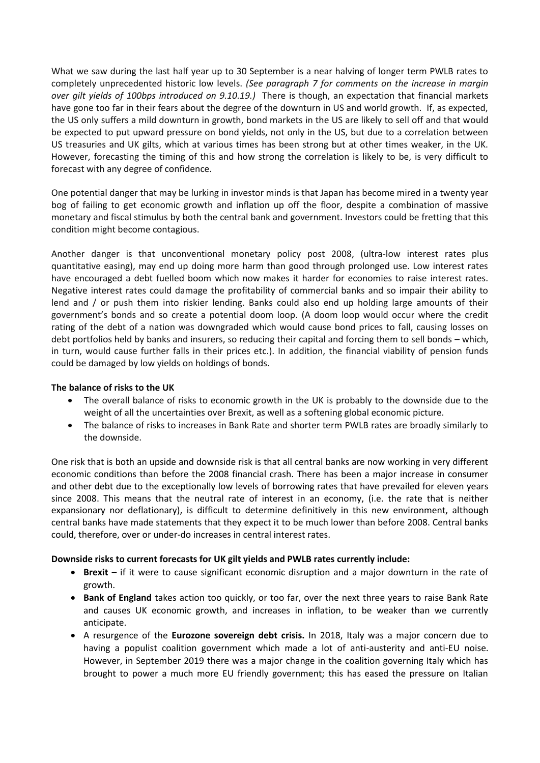What we saw during the last half year up to 30 September is a near halving of longer term PWLB rates to completely unprecedented historic low levels. *(See paragraph 7 for comments on the increase in margin over gilt yields of 100bps introduced on 9.10.19.)* There is though, an expectation that financial markets have gone too far in their fears about the degree of the downturn in US and world growth. If, as expected, the US only suffers a mild downturn in growth, bond markets in the US are likely to sell off and that would be expected to put upward pressure on bond yields, not only in the US, but due to a correlation between US treasuries and UK gilts, which at various times has been strong but at other times weaker, in the UK. However, forecasting the timing of this and how strong the correlation is likely to be, is very difficult to forecast with any degree of confidence.

One potential danger that may be lurking in investor minds is that Japan has become mired in a twenty year bog of failing to get economic growth and inflation up off the floor, despite a combination of massive monetary and fiscal stimulus by both the central bank and government. Investors could be fretting that this condition might become contagious.

Another danger is that unconventional monetary policy post 2008, (ultra-low interest rates plus quantitative easing), may end up doing more harm than good through prolonged use. Low interest rates have encouraged a debt fuelled boom which now makes it harder for economies to raise interest rates. Negative interest rates could damage the profitability of commercial banks and so impair their ability to lend and / or push them into riskier lending. Banks could also end up holding large amounts of their government's bonds and so create a potential doom loop. (A doom loop would occur where the credit rating of the debt of a nation was downgraded which would cause bond prices to fall, causing losses on debt portfolios held by banks and insurers, so reducing their capital and forcing them to sell bonds – which, in turn, would cause further falls in their prices etc.). In addition, the financial viability of pension funds could be damaged by low yields on holdings of bonds.

**The balance of risks to the UK**

- The overall balance of risks to economic growth in the UK is probably to the downside due to the weight of all the uncertainties over Brexit, as well as a softening global economic picture.
- The balance of risks to increases in Bank Rate and shorter term PWLB rates are broadly similarly to the downside.

One risk that is both an upside and downside risk is that all central banks are now working in very different economic conditions than before the 2008 financial crash. There has been a major increase in consumer and other debt due to the exceptionally low levels of borrowing rates that have prevailed for eleven years since 2008. This means that the neutral rate of interest in an economy, (i.e. the rate that is neither expansionary nor deflationary), is difficult to determine definitively in this new environment, although central banks have made statements that they expect it to be much lower than before 2008. Central banks could, therefore, over or under-do increases in central interest rates.

**Downside risks to current forecasts for UK gilt yields and PWLB rates currently include:**

- **Brexit** – if it were to cause significant economic disruption and a major downturn in the rate of growth.
- **Bank of England** takes action too quickly, or too far, over the next three years to raise Bank Rate and causes UK economic growth, and increases in inflation, to be weaker than we currently anticipate.
- A resurgence of the **Eurozone sovereign debt crisis.** In 2018, Italy was a major concern due to having a populist coalition government which made a lot of anti-austerity and anti-EU noise. However, in September 2019 there was a major change in the coalition governing Italy which has brought to power a much more EU friendly government; this has eased the pressure on Italian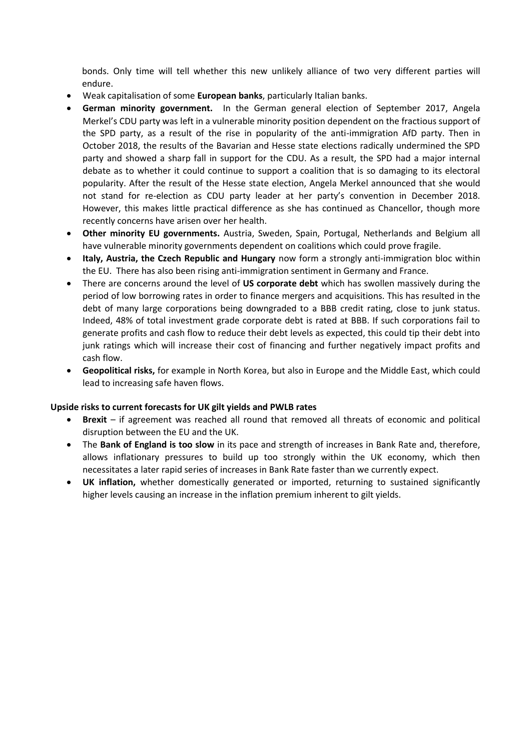bonds. Only time will tell whether this new unlikely alliance of two very different parties will endure.

- Weak capitalisation of some **European banks**, particularly Italian banks.
- **German minority government.** In the German general election of September 2017, Angela Merkel's CDU party was left in a vulnerable minority position dependent on the fractious support of the SPD party, as a result of the rise in popularity of the anti-immigration AfD party. Then in October 2018, the results of the Bavarian and Hesse state elections radically undermined the SPD party and showed a sharp fall in support for the CDU. As a result, the SPD had a major internal debate as to whether it could continue to support a coalition that is so damaging to its electoral popularity. After the result of the Hesse state election, Angela Merkel announced that she would not stand for re-election as CDU party leader at her party's convention in December 2018. However, this makes little practical difference as she has continued as Chancellor, though more recently concerns have arisen over her health.
- **Other minority EU governments.** Austria, Sweden, Spain, Portugal, Netherlands and Belgium all have vulnerable minority governments dependent on coalitions which could prove fragile.
- **Italy, Austria, the Czech Republic and Hungary** now form a strongly anti-immigration bloc within the EU. There has also been rising anti-immigration sentiment in Germany and France.
- There are concerns around the level of **US corporate debt** which has swollen massively during the period of low borrowing rates in order to finance mergers and acquisitions. This has resulted in the debt of many large corporations being downgraded to a BBB credit rating, close to junk status. Indeed, 48% of total investment grade corporate debt is rated at BBB. If such corporations fail to generate profits and cash flow to reduce their debt levels as expected, this could tip their debt into junk ratings which will increase their cost of financing and further negatively impact profits and cash flow.
- **Geopolitical risks,** for example in North Korea, but also in Europe and the Middle East, which could lead to increasing safe haven flows.

**Upside risks to current forecasts for UK gilt yields and PWLB rates**

- **Brexit** – if agreement was reached all round that removed all threats of economic and political disruption between the EU and the UK.
- The **Bank of England is too slow** in its pace and strength of increases in Bank Rate and, therefore, allows inflationary pressures to build up too strongly within the UK economy, which then necessitates a later rapid series of increases in Bank Rate faster than we currently expect.
- **UK inflation,** whether domestically generated or imported, returning to sustained significantly higher levels causing an increase in the inflation premium inherent to gilt yields.